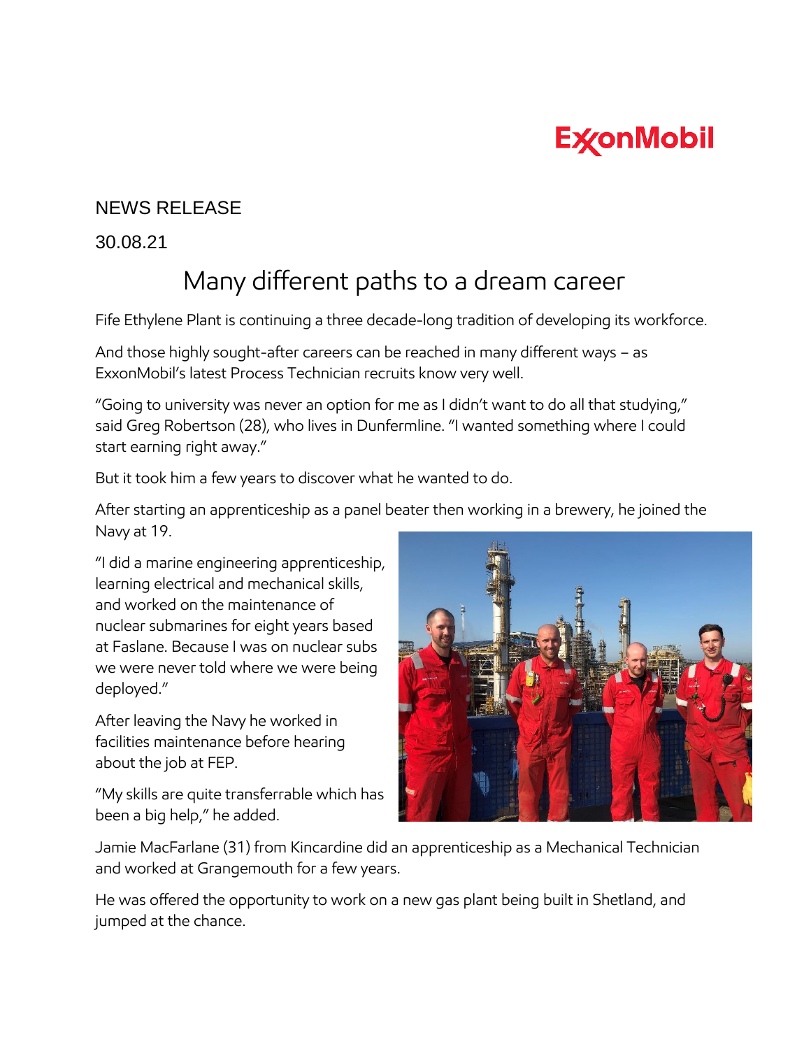ExxonMobil

NEWS RELEASE

30.08.21

# Many different paths to a dream career

Fife Ethylene Plant is continuing a three decade-long tradition of developing its workforce.

And those highly sought-after careers can be reached in many different ways – as ExxonMobil's latest Process Technician recruits know very well.

"Going to university was never an option for me as I didn't want to do all that studying," said Greg Robertson (28), who lives in Dunfermline. "I wanted something where I could start earning right away."

But it took him a few years to discover what he wanted to do.

After starting an apprenticeship as a panel beater then working in a brewery, he joined the Navy at 19.

"I did a marine engineering apprenticeship, learning electrical and mechanical skills, and worked on the maintenance of nuclear submarines for eight years based at Faslane. Because I was on nuclear subs we were never told where we were being deployed."

After leaving the Navy he worked in facilities maintenance before hearing about the job at FEP.

"My skills are quite transferrable which has been a big help," he added.

Jamie MacFarlane (31) from Kincardine did an apprenticeship as a Mechanical Technician and worked at Grangemouth for a few years.

He was offered the opportunity to work on a new gas plant being built in Shetland, and jumped at the chance.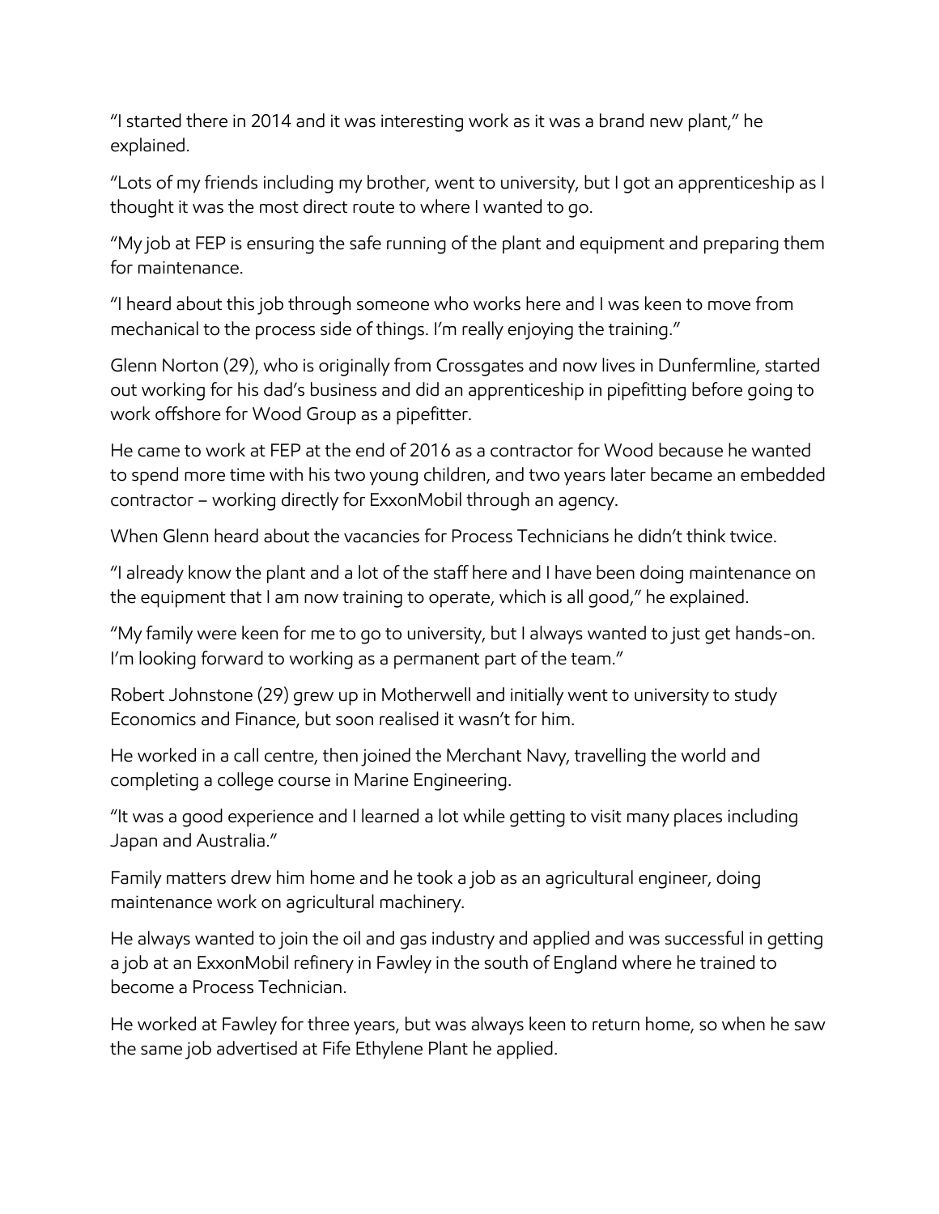“I started there in 2014 and it was interesting work as it was a brand new plant,” he explained.

“Lots of my friends including my brother, went to university, but I got an apprenticeship as I thought it was the most direct route to where I wanted to go.

“My job at FEP is ensuring the safe running of the plant and equipment and preparing them for maintenance.

“I heard about this job through someone who works here and I was keen to move from mechanical to the process side of things. I’m really enjoying the training.”

Glenn Norton (29), who is originally from Crossgates and now lives in Dunfermline, started out working for his dad’s business and did an apprenticeship in pipefitting before going to work offshore for Wood Group as a pipefitter.

He came to work at FEP at the end of 2016 as a contractor for Wood because he wanted to spend more time with his two young children, and two years later became an embedded contractor – working directly for ExxonMobil through an agency.

When Glenn heard about the vacancies for Process Technicians he didn’t think twice.

“I already know the plant and a lot of the staff here and I have been doing maintenance on the equipment that I am now training to operate, which is all good,” he explained.

“My family were keen for me to go to university, but I always wanted to just get hands-on. I’m looking forward to working as a permanent part of the team.”

Robert Johnstone (29) grew up in Motherwell and initially went to university to study Economics and Finance, but soon realised it wasn’t for him.

He worked in a call centre, then joined the Merchant Navy, travelling the world and completing a college course in Marine Engineering.

“It was a good experience and I learned a lot while getting to visit many places including Japan and Australia.”

Family matters drew him home and he took a job as an agricultural engineer, doing maintenance work on agricultural machinery.

He always wanted to join the oil and gas industry and applied and was successful in getting a job at an ExxonMobil refinery in Fawley in the south of England where he trained to become a Process Technician.

He worked at Fawley for three years, but was always keen to return home, so when he saw the same job advertised at Fife Ethylene Plant he applied.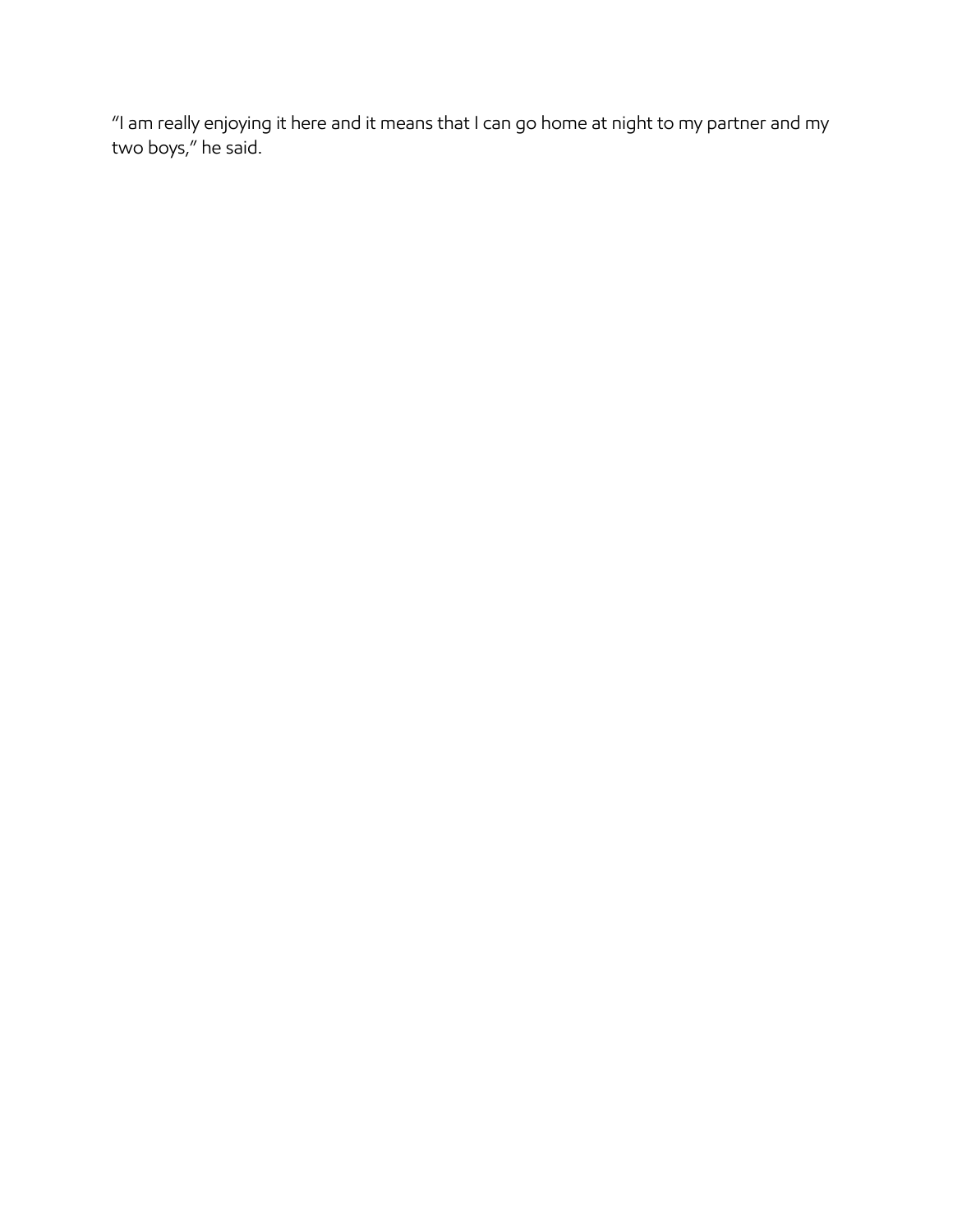“I am really enjoying it here and it means that I can go home at night to my partner and my two boys,” he said.